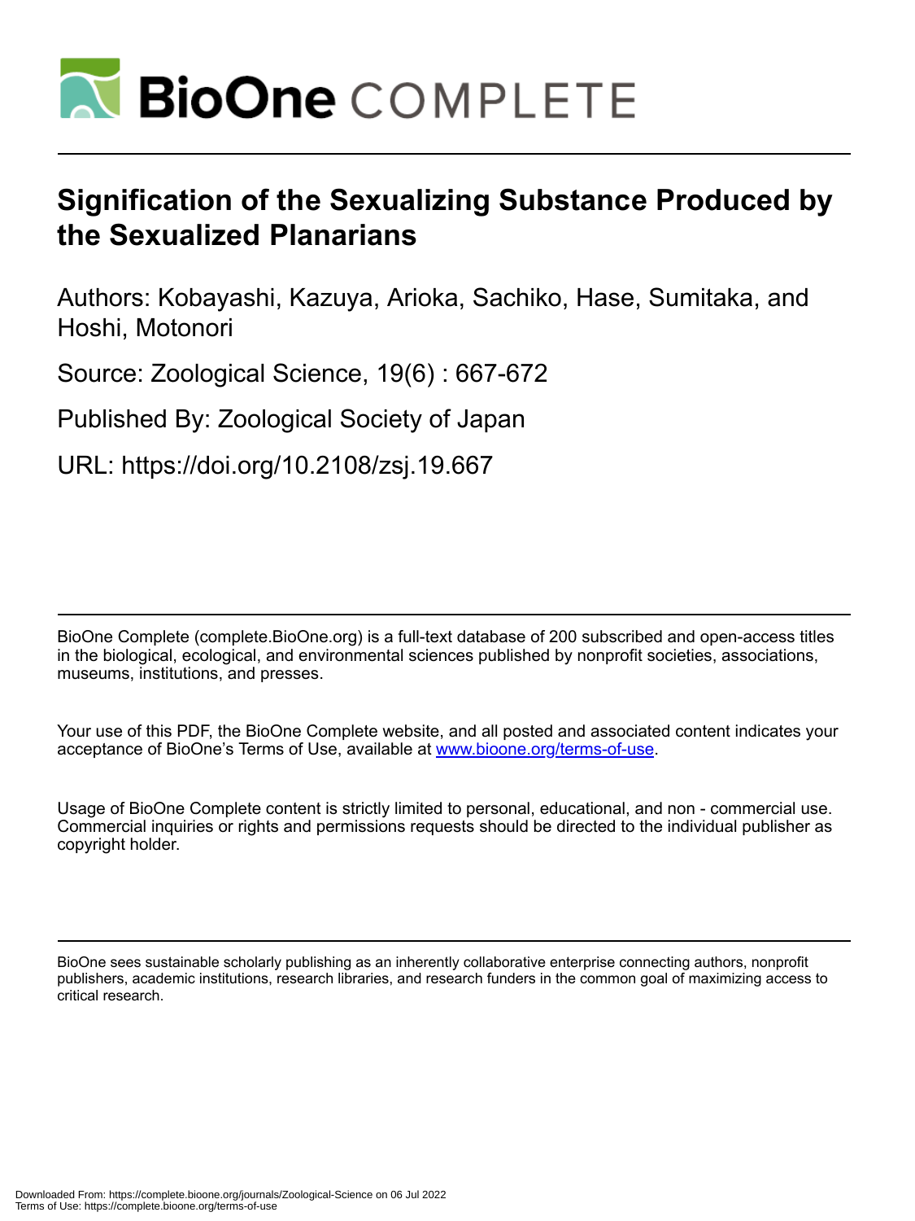# Signification of the Sexualizing Substance Produced by the Sexualized Planarians

Authors: Kobayashi, Kazuya, Arioka, Sachiko, Hase, Sumitaka, and Hoshi, Motonori

Source: Zoological Science, 19(6) : 667-672

Published By: Zoological Society of Japan

URL: https://doi.org/10.2108/zsj.19.667

---

BioOne Complete (complete.BioOne.org) is a full-text database of 200 subscribed and open-access titles in the biological, ecological, and environmental sciences published by nonprofit societies, associations, museums, institutions, and presses.

Your use of this PDF, the BioOne Complete website, and all posted and associated content indicates your acceptance of BioOne's Terms of Use, available at www.bioone.org/terms-of-use.

Usage of BioOne Complete content is strictly limited to personal, educational, and non - commercial use. Commercial inquiries or rights and permissions requests should be directed to the individual publisher as copyright holder.

---

BioOne sees sustainable scholarly publishing as an inherently collaborative enterprise connecting authors, nonprofit publishers, academic institutions, research libraries, and research funders in the common goal of maximizing access to critical research.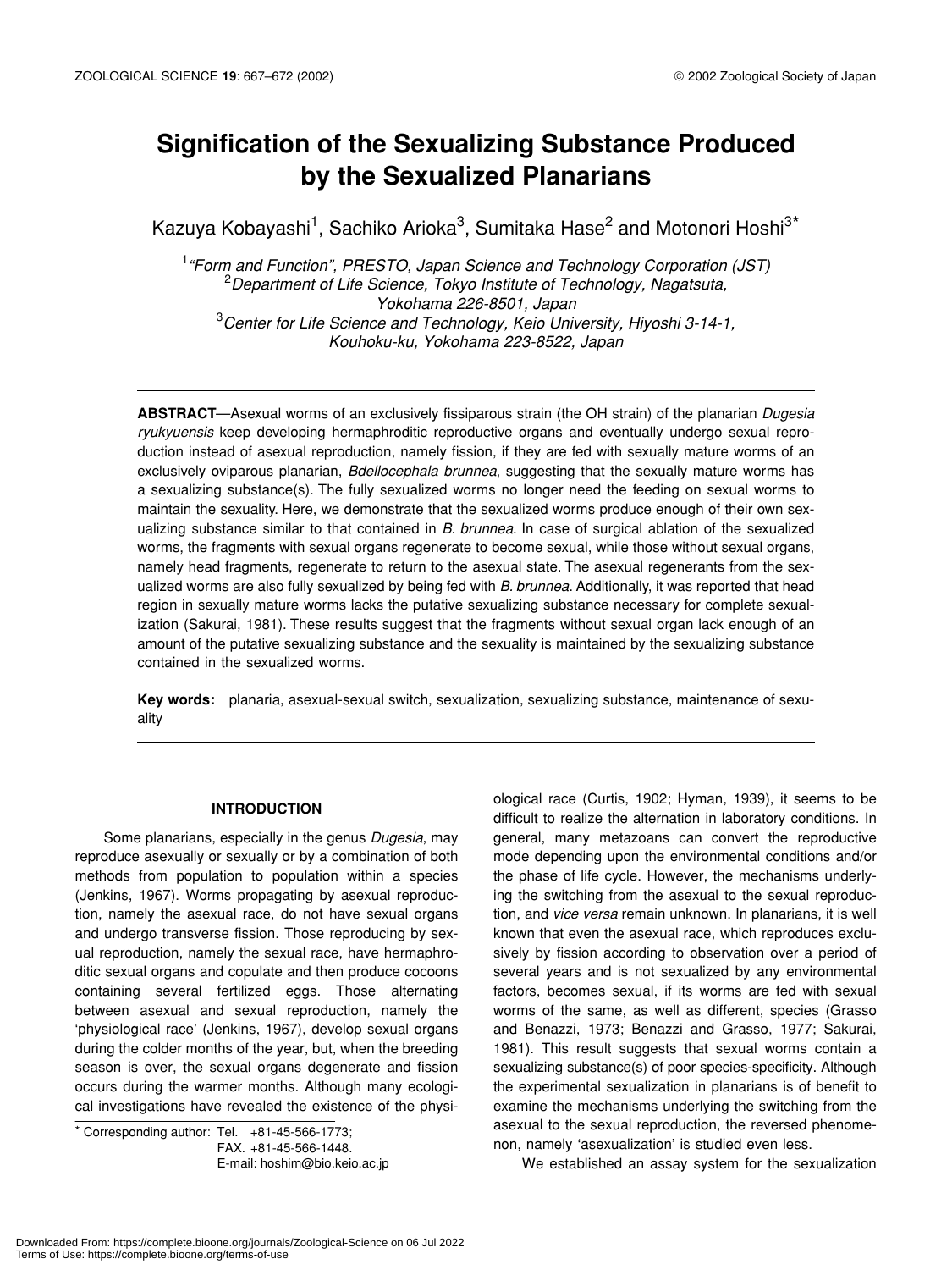# Signification of the Sexualizing Substance Produced by the Sexualized Planarians

Kazuya Kobayashi[1], Sachiko Arioka[3], Sumitaka Hase[2] and Motonori Hoshi[3]*

[1]*"Form and Function", PRESTO, Japan Science and Technology Corporation (JST)*
[2]*Department of Life Science, Tokyo Institute of Technology, Nagatsuta, Yokohama 226-8501, Japan*
[3]*Center for Life Science and Technology, Keio University, Hiyoshi 3-14-1, Kouhoku-ku, Yokohama 223-8522, Japan*

**ABSTRACT**—Asexual worms of an exclusively fissiparous strain (the OH strain) of the planarian *Dugesia ryukyuensis* keep developing hermaphroditic reproductive organs and eventually undergo sexual reproduction instead of asexual reproduction, namely fission, if they are fed with sexually mature worms of an exclusively oviparous planarian, *Bdellocephala brunnea*, suggesting that the sexually mature worms has a sexualizing substance(s). The fully sexualized worms no longer need the feeding on sexual worms to maintain the sexuality. Here, we demonstrate that the sexualized worms produce enough of their own sexualizing substance similar to that contained in *B. brunnea*. In case of surgical ablation of the sexualized worms, the fragments with sexual organs regenerate to become sexual, while those without sexual organs, namely head fragments, regenerate to return to the asexual state. The asexual regenerants from the sexualized worms are also fully sexualized by being fed with *B. brunnea*. Additionally, it was reported that head region in sexually mature worms lacks the putative sexualizing substance necessary for complete sexualization (Sakurai, 1981). These results suggest that the fragments without sexual organ lack enough of an amount of the putative sexualizing substance and the sexuality is maintained by the sexualizing substance contained in the sexualized worms.

**Key words:** planaria, asexual-sexual switch, sexualization, sexualizing substance, maintenance of sexuality

## INTRODUCTION

Some planarians, especially in the genus *Dugesia*, may reproduce asexually or sexually or by a combination of both methods from population to population within a species (Jenkins, 1967). Worms propagating by asexual reproduction, namely the asexual race, do not have sexual organs and undergo transverse fission. Those reproducing by sexual reproduction, namely the sexual race, have hermaphroditic sexual organs and copulate and then produce cocoons containing several fertilized eggs. Those alternating between asexual and sexual reproduction, namely the 'physiological race' (Jenkins, 1967), develop sexual organs during the colder months of the year, but, when the breeding season is over, the sexual organs degenerate and fission occurs during the warmer months. Although many ecological investigations have revealed the existence of the physiological race (Curtis, 1902; Hyman, 1939), it seems to be difficult to realize the alternation in laboratory conditions. In general, many metazoans can convert the reproductive mode depending upon the environmental conditions and/or the phase of life cycle. However, the mechanisms underlying the switching from the asexual to the sexual reproduction, and *vice versa* remain unknown. In planarians, it is well known that even the asexual race, which reproduces exclusively by fission according to observation over a period of several years and is not sexualized by any environmental factors, becomes sexual, if its worms are fed with sexual worms of the same, as well as different, species (Grasso and Benazzi, 1973; Benazzi and Grasso, 1977; Sakurai, 1981). This result suggests that sexual worms contain a sexualizing substance(s) of poor species-specificity. Although the experimental sexualization in planarians is of benefit to examine the mechanisms underlying the switching from the asexual to the sexual reproduction, the reversed phenomenon, namely 'asexualization' is studied even less.

We established an assay system for the sexualization

* Corresponding author: Tel. +81-45-566-1773;
FAX. +81-45-566-1448.
E-mail: hoshim@bio.keio.ac.jp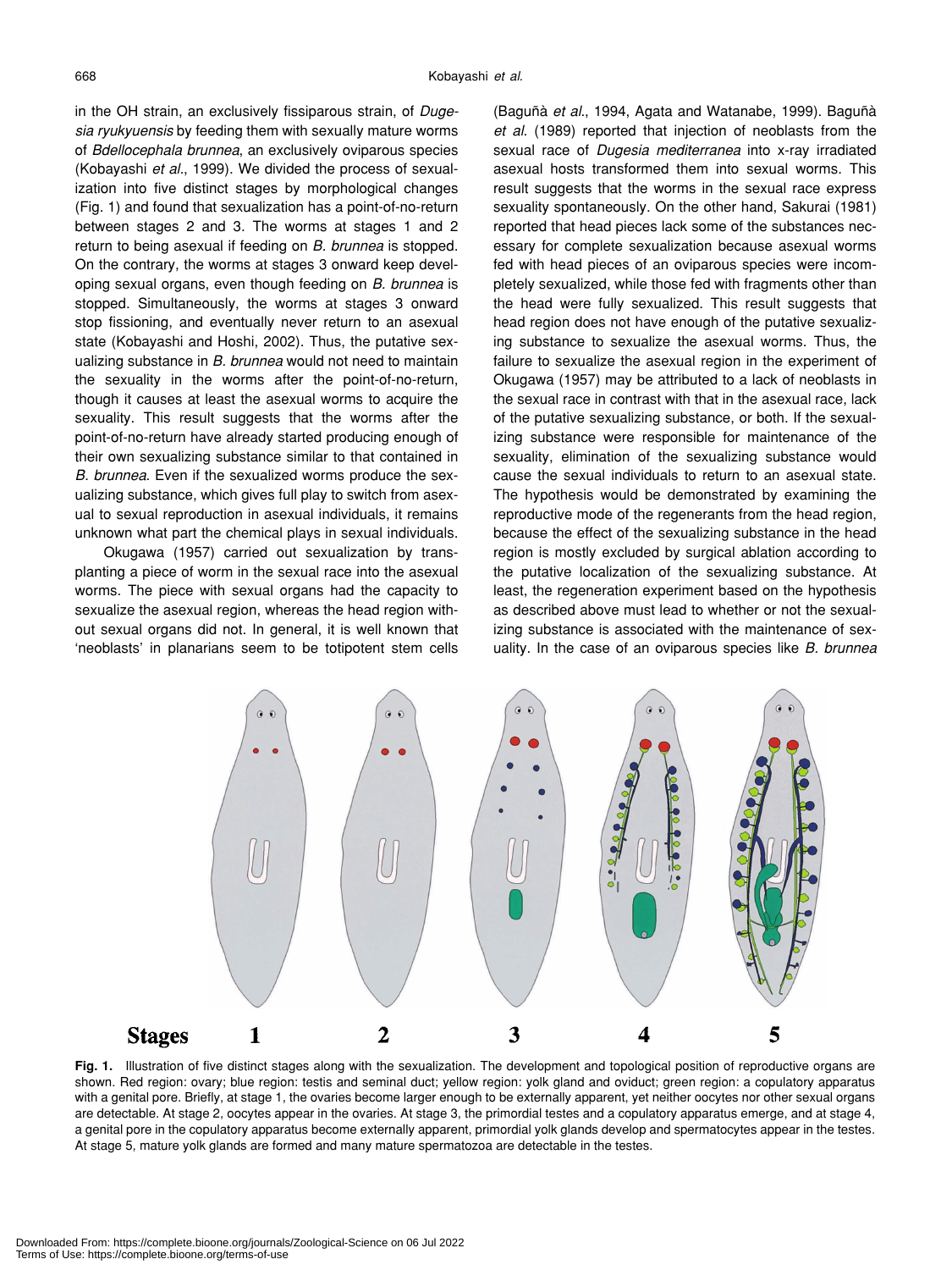in the OH strain, an exclusively fissiparous strain, of *Dugesia ryukyuensis* by feeding them with sexually mature worms of *Bdellocephala brunnea*, an exclusively oviparous species (Kobayashi *et al*., 1999). We divided the process of sexualization into five distinct stages by morphological changes (Fig. 1) and found that sexualization has a point-of-no-return between stages 2 and 3. The worms at stages 1 and 2 return to being asexual if feeding on *B. brunnea* is stopped. On the contrary, the worms at stages 3 onward keep developing sexual organs, even though feeding on *B. brunnea* is stopped. Simultaneously, the worms at stages 3 onward stop fissioning, and eventually never return to an asexual state (Kobayashi and Hoshi, 2002). Thus, the putative sexualizing substance in *B. brunnea* would not need to maintain the sexuality in the worms after the point-of-no-return, though it causes at least the asexual worms to acquire the sexuality. This result suggests that the worms after the point-of-no-return have already started producing enough of their own sexualizing substance similar to that contained in *B. brunnea*. Even if the sexualized worms produce the sexualizing substance, which gives full play to switch from asexual to sexual reproduction in asexual individuals, it remains unknown what part the chemical plays in sexual individuals.

Okugawa (1957) carried out sexualization by transplanting a piece of worm in the sexual race into the asexual worms. The piece with sexual organs had the capacity to sexualize the asexual region, whereas the head region without sexual organs did not. In general, it is well known that 'neoblasts' in planarians seem to be totipotent stem cells (Baguñà *et al*., 1994, Agata and Watanabe, 1999). Baguñà *et al*. (1989) reported that injection of neoblasts from the sexual race of *Dugesia mediterranea* into x-ray irradiated asexual hosts transformed them into sexual worms. This result suggests that the worms in the sexual race express sexuality spontaneously. On the other hand, Sakurai (1981) reported that head pieces lack some of the substances necessary for complete sexualization because asexual worms fed with head pieces of an oviparous species were incompletely sexualized, while those fed with fragments other than the head were fully sexualized. This result suggests that head region does not have enough of the putative sexualizing substance to sexualize the asexual worms. Thus, the failure to sexualize the asexual region in the experiment of Okugawa (1957) may be attributed to a lack of neoblasts in the sexual race in contrast with that in the asexual race, lack of the putative sexualizing substance, or both. If the sexualizing substance were responsible for maintenance of the sexuality, elimination of the sexualizing substance would cause the sexual individuals to return to an asexual state. The hypothesis would be demonstrated by examining the reproductive mode of the regenerants from the head region, because the effect of the sexualizing substance in the head region is mostly excluded by surgical ablation according to the putative localization of the sexualizing substance. At least, the regeneration experiment based on the hypothesis as described above must lead to whether or not the sexualizing substance is associated with the maintenance of sexuality. In the case of an oviparous species like *B. brunnea*

Stages 1 2 3 4 5

**Fig. 1.** Illustration of five distinct stages along with the sexualization. The development and topological position of reproductive organs are shown. Red region: ovary; blue region: testis and seminal duct; yellow region: yolk gland and oviduct; green region: a copulatory apparatus with a genital pore. Briefly, at stage 1, the ovaries become larger enough to be externally apparent, yet neither oocytes nor other sexual organs are detectable. At stage 2, oocytes appear in the ovaries. At stage 3, the primordial testes and a copulatory apparatus emerge, and at stage 4, a genital pore in the copulatory apparatus become externally apparent, primordial yolk glands develop and spermatocytes appear in the testes. At stage 5, mature yolk glands are formed and many mature spermatozoa are detectable in the testes.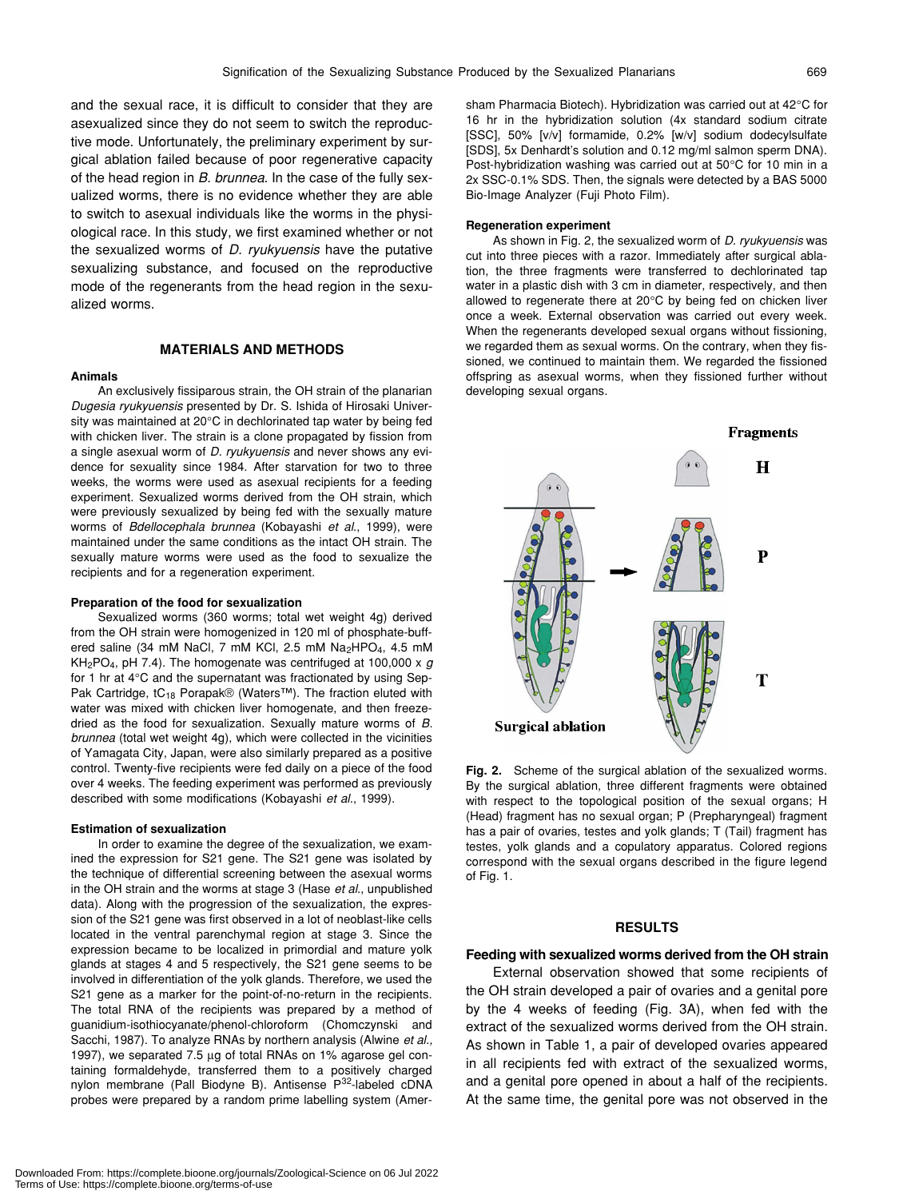and the sexual race, it is difficult to consider that they are asexualized since they do not seem to switch the reproductive mode. Unfortunately, the preliminary experiment by surgical ablation failed because of poor regenerative capacity of the head region in *B. brunnea*. In the case of the fully sexualized worms, there is no evidence whether they are able to switch to asexual individuals like the worms in the physiological race. In this study, we first examined whether or not the sexualized worms of *D. ryukyuensis* have the putative sexualizing substance, and focused on the reproductive mode of the regenerants from the head region in the sexualized worms.

## MATERIALS AND METHODS

### Animals

An exclusively fissiparous strain, the OH strain of the planarian *Dugesia ryukyuensis* presented by Dr. S. Ishida of Hirosaki University was maintained at 20°C in dechlorinated tap water by being fed with chicken liver. The strain is a clone propagated by fission from a single asexual worm of *D. ryukyuensis* and never shows any evidence for sexuality since 1984. After starvation for two to three weeks, the worms were used as asexual recipients for a feeding experiment. Sexualized worms derived from the OH strain, which were previously sexualized by being fed with the sexually mature worms of *Bdellocephala brunnea* (Kobayashi *et al*., 1999), were maintained under the same conditions as the intact OH strain. The sexually mature worms were used as the food to sexualize the recipients and for a regeneration experiment.

### Preparation of the food for sexualization

Sexualized worms (360 worms; total wet weight 4g) derived from the OH strain were homogenized in 120 ml of phosphate-buffered saline (34 mM NaCl, 7 mM KCl, 2.5 mM $Na_2HPO_4$, 4.5 mM $KH_2PO_4$, pH 7.4). The homogenate was centrifuged at 100,000 x *g* for 1 hr at 4°C and the supernatant was fractionated by using Sep-Pak Cartridge, $tC_{18}$ Porapak® (Waters™). The fraction eluted with water was mixed with chicken liver homogenate, and then freeze-dried as the food for sexualization. Sexually mature worms of *B. brunnea* (total wet weight 4g), which were collected in the vicinities of Yamagata City, Japan, were also similarly prepared as a positive control. Twenty-five recipients were fed daily on a piece of the food over 4 weeks. The feeding experiment was performed as previously described with some modifications (Kobayashi *et al*., 1999).

### Estimation of sexualization

In order to examine the degree of the sexualization, we examined the expression for S21 gene. The S21 gene was isolated by the technique of differential screening between the asexual worms in the OH strain and the worms at stage 3 (Hase *et al*., unpublished data). Along with the progression of the sexualization, the expression of the S21 gene was first observed in a lot of neoblast-like cells located in the ventral parenchymal region at stage 3. Since the expression became to be localized in primordial and mature yolk glands at stages 4 and 5 respectively, the S21 gene seems to be involved in differentiation of the yolk glands. Therefore, we used the S21 gene as a marker for the point-of-no-return in the recipients. The total RNA of the recipients was prepared by a method of guanidium-isothiocyanate/phenol-chloroform (Chomczynski and Sacchi, 1987). To analyze RNAs by northern analysis (Alwine *et al.,* 1997), we separated 7.5 μg of total RNAs on 1% agarose gel containing formaldehyde, transferred them to a positively charged nylon membrane (Pall Biodyne B). Antisense $P^{32}$-labeled cDNA probes were prepared by a random prime labelling system (Amersham Pharmacia Biotech). Hybridization was carried out at 42°C for 16 hr in the hybridization solution (4x standard sodium citrate [SSC], 50% [v/v] formamide, 0.2% [w/v] sodium dodecylsulfate [SDS], 5x Denhardt's solution and 0.12 mg/ml salmon sperm DNA). Post-hybridization washing was carried out at 50°C for 10 min in a 2x SSC-0.1% SDS. Then, the signals were detected by a BAS 5000 Bio-Image Analyzer (Fuji Photo Film).

### Regeneration experiment

As shown in Fig. 2, the sexualized worm of *D. ryukyuensis* was cut into three pieces with a razor. Immediately after surgical ablation, the three fragments were transferred to dechlorinated tap water in a plastic dish with 3 cm in diameter, respectively, and then allowed to regenerate there at 20°C by being fed on chicken liver once a week. External observation was carried out every week. When the regenerants developed sexual organs without fissioning, we regarded them as sexual worms. On the contrary, when they fissioned, we continued to maintain them. We regarded the fissioned offspring as asexual worms, when they fissioned further without developing sexual organs.

Fragments

H

P

T

Surgical ablation

**Fig. 2.** Scheme of the surgical ablation of the sexualized worms. By the surgical ablation, three different fragments were obtained with respect to the topological position of the sexual organs; H (Head) fragment has no sexual organ; P (Prepharyngeal) fragment has a pair of ovaries, testes and yolk glands; T (Tail) fragment has testes, yolk glands and a copulatory apparatus. Colored regions correspond with the sexual organs described in the figure legend of Fig. 1.

## RESULTS

### Feeding with sexualized worms derived from the OH strain

External observation showed that some recipients of the OH strain developed a pair of ovaries and a genital pore by the 4 weeks of feeding (Fig. 3A), when fed with the extract of the sexualized worms derived from the OH strain. As shown in Table 1, a pair of developed ovaries appeared in all recipients fed with extract of the sexualized worms, and a genital pore opened in about a half of the recipients. At the same time, the genital pore was not observed in the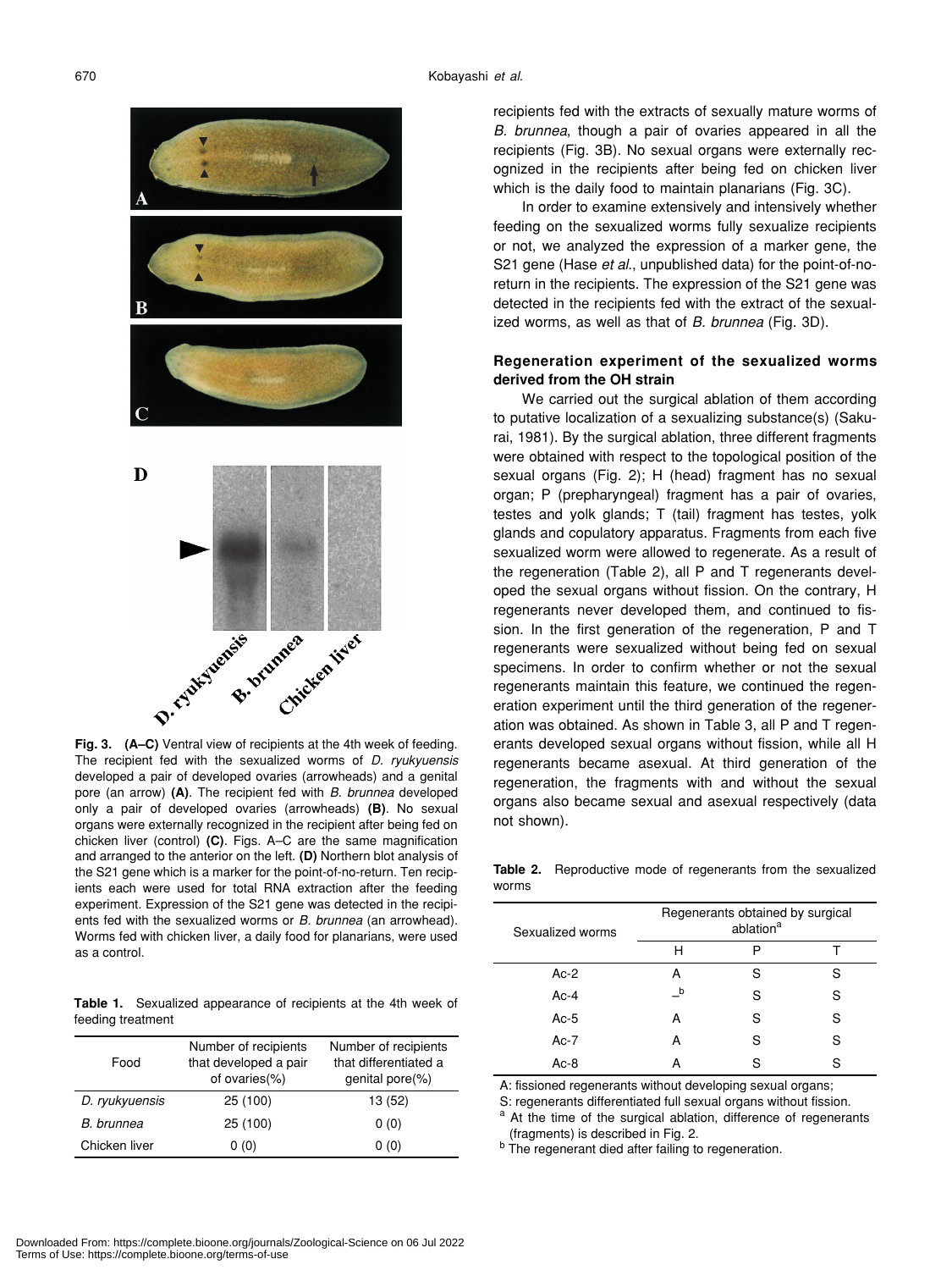D. ryukyuensis

B. brunnea

Chicken liver

**Fig. 3.** **(A–C)** Ventral view of recipients at the 4th week of feeding. The recipient fed with the sexualized worms of *D. ryukyuensis* developed a pair of developed ovaries (arrowheads) and a genital pore (an arrow) **(A)**. The recipient fed with *B. brunnea* developed only a pair of developed ovaries (arrowheads) **(B)**. No sexual organs were externally recognized in the recipient after being fed on chicken liver (control) **(C)**. Figs. A–C are the same magnification and arranged to the anterior on the left. **(D)** Northern blot analysis of the S21 gene which is a marker for the point-of-no-return. Ten recipients each were used for total RNA extraction after the feeding experiment. Expression of the S21 gene was detected in the recipients fed with the sexualized worms or *B. brunnea* (an arrowhead). Worms fed with chicken liver, a daily food for planarians, were used as a control.

**Table 1.** Sexualized appearance of recipients at the 4th week of feeding treatment

| Food | Number of recipients that developed a pair of ovaries(%) | Number of recipients that differentiated a genital pore(%) |
|---|---|---|
| *D. ryukyuensis* | 25 (100) | 13 (52) |
| *B. brunnea* | 25 (100) | 0 (0) |
| Chicken liver | 0 (0) | 0 (0) |

recipients fed with the extracts of sexually mature worms of *B. brunnea*, though a pair of ovaries appeared in all the recipients (Fig. 3B). No sexual organs were externally recognized in the recipients after being fed on chicken liver which is the daily food to maintain planarians (Fig. 3C).

In order to examine extensively and intensively whether feeding on the sexualized worms fully sexualize recipients or not, we analyzed the expression of a marker gene, the S21 gene (Hase *et al.*, unpublished data) for the point-of-no-return in the recipients. The expression of the S21 gene was detected in the recipients fed with the extract of the sexualized worms, as well as that of *B. brunnea* (Fig. 3D).

### Regeneration experiment of the sexualized worms derived from the OH strain

We carried out the surgical ablation of them according to putative localization of a sexualizing substance(s) (Sakurai, 1981). By the surgical ablation, three different fragments were obtained with respect to the topological position of the sexual organs (Fig. 2); H (head) fragment has no sexual organ; P (prepharyngeal) fragment has a pair of ovaries, testes and yolk glands; T (tail) fragment has testes, yolk glands and copulatory apparatus. Fragments from each five sexualized worm were allowed to regenerate. As a result of the regeneration (Table 2), all P and T regenerants developed the sexual organs without fission. On the contrary, H regenerants never developed them, and continued to fission. In the first generation of the regeneration, P and T regenerants were sexualized without being fed on sexual specimens. In order to confirm whether or not the sexual regenerants maintain this feature, we continued the regeneration experiment until the third generation of the regeneration was obtained. As shown in Table 3, all P and T regenerants developed sexual organs without fission, while all H regenerants became asexual. At third generation of the regeneration, the fragments with and without the sexual organs also became sexual and asexual respectively (data not shown).

**Table 2.** Reproductive mode of regenerants from the sexualized worms

| Sexualized worms | Regenerants obtained by surgical ablation[a] | | |
|---|---|---|---|
| | H | P | T |
| Ac-2 | A | S | S |
| Ac-4 | –[b] | S | S |
| Ac-5 | A | S | S |
| Ac-7 | A | S | S |
| Ac-8 | A | S | S |

A: fissioned regenerants without developing sexual organs;
S: regenerants differentiated full sexual organs without fission.
[a] At the time of the surgical ablation, difference of regenerants (fragments) is described in Fig. 2.
[b] The regenerant died after failing to regeneration.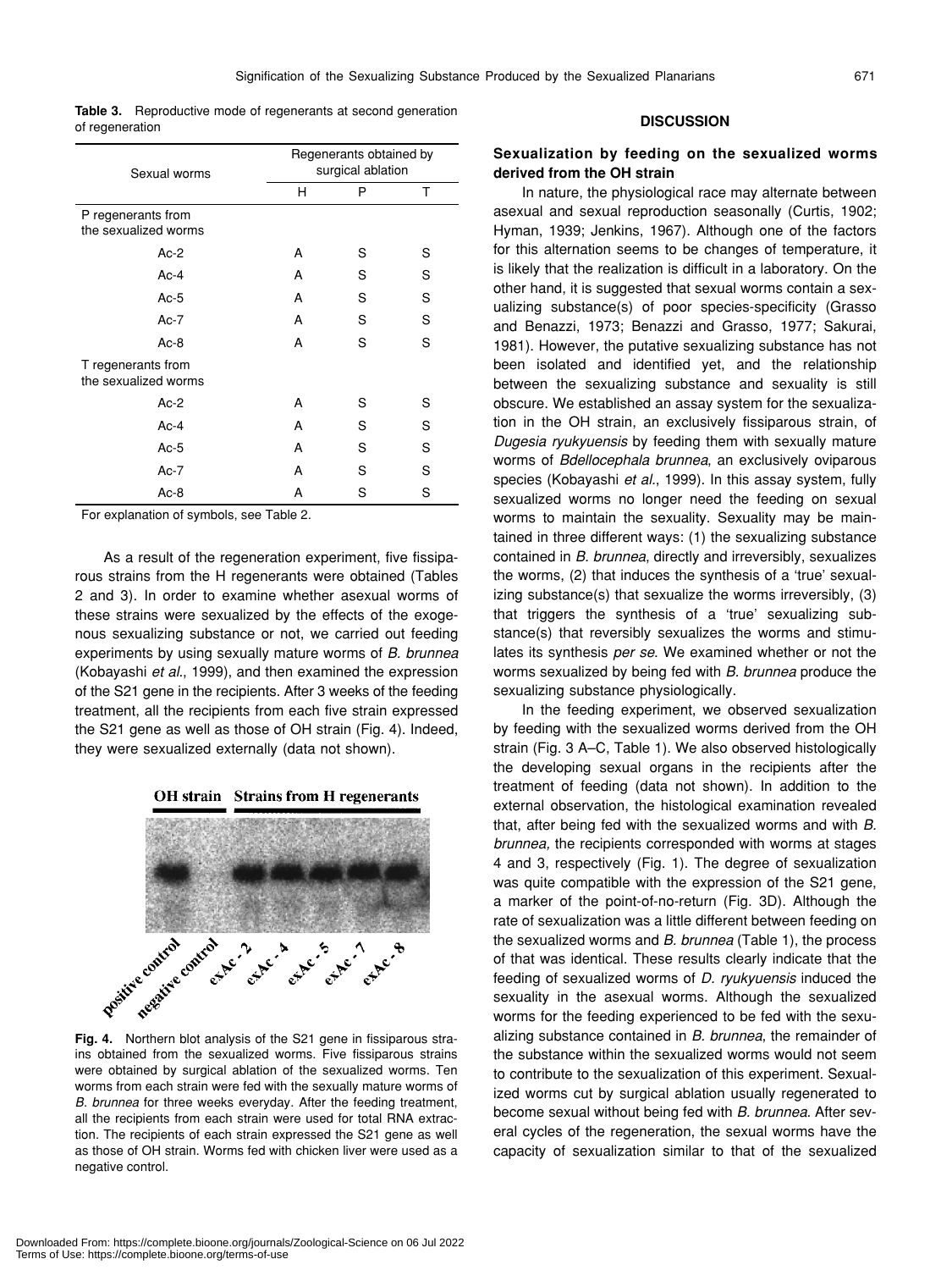**Table 3.** Reproductive mode of regenerants at second generation of regeneration

| Sexual worms | Regenerants obtained by surgical ablation | | |
|---|---|---|---|
| | H | P | T |
| P regenerants from the sexualized worms | | | |
| Ac-2 | A | S | S |
| Ac-4 | A | S | S |
| Ac-5 | A | S | S |
| Ac-7 | A | S | S |
| Ac-8 | A | S | S |
| T regenerants from the sexualized worms | | | |
| Ac-2 | A | S | S |
| Ac-4 | A | S | S |
| Ac-5 | A | S | S |
| Ac-7 | A | S | S |
| Ac-8 | A | S | S |

For explanation of symbols, see Table 2.

As a result of the regeneration experiment, five fissiparous strains from the H regenerants were obtained (Tables 2 and 3). In order to examine whether asexual worms of these strains were sexualized by the effects of the exogenous sexualizing substance or not, we carried out feeding experiments by using sexually mature worms of *B. brunnea* (Kobayashi *et al*., 1999), and then examined the expression of the S21 gene in the recipients. After 3 weeks of the feeding treatment, all the recipients from each five strain expressed the S21 gene as well as those of OH strain (Fig. 4). Indeed, they were sexualized externally (data not shown).

OH strain
Strains from H regenerants
positive control
negative control
exAc - 2
exAc - 4
exAc - 5
exAc - 7
exAc - 8

**Fig. 4.** Northern blot analysis of the S21 gene in fissiparous strains obtained from the sexualized worms. Five fissiparous strains were obtained by surgical ablation of the sexualized worms. Ten worms from each strain were fed with the sexually mature worms of *B. brunnea* for three weeks everyday. After the feeding treatment, all the recipients from each strain were used for total RNA extraction. The recipients of each strain expressed the S21 gene as well as those of OH strain. Worms fed with chicken liver were used as a negative control.

## DISCUSSION

### Sexualization by feeding on the sexualized worms derived from the OH strain

In nature, the physiological race may alternate between asexual and sexual reproduction seasonally (Curtis, 1902; Hyman, 1939; Jenkins, 1967). Although one of the factors for this alternation seems to be changes of temperature, it is likely that the realization is difficult in a laboratory. On the other hand, it is suggested that sexual worms contain a sexualizing substance(s) of poor species-specificity (Grasso and Benazzi, 1973; Benazzi and Grasso, 1977; Sakurai, 1981). However, the putative sexualizing substance has not been isolated and identified yet, and the relationship between the sexualizing substance and sexuality is still obscure. We established an assay system for the sexualization in the OH strain, an exclusively fissiparous strain, of *Dugesia ryukyuensis* by feeding them with sexually mature worms of *Bdellocephala brunnea*, an exclusively oviparous species (Kobayashi *et al*., 1999). In this assay system, fully sexualized worms no longer need the feeding on sexual worms to maintain the sexuality. Sexuality may be maintained in three different ways: (1) the sexualizing substance contained in *B. brunnea*, directly and irreversibly, sexualizes the worms, (2) that induces the synthesis of a 'true' sexualizing substance(s) that sexualize the worms irreversibly, (3) that triggers the synthesis of a 'true' sexualizing substance(s) that reversibly sexualizes the worms and stimulates its synthesis *per se*. We examined whether or not the worms sexualized by being fed with *B. brunnea* produce the sexualizing substance physiologically.

In the feeding experiment, we observed sexualization by feeding with the sexualized worms derived from the OH strain (Fig. 3 A–C, Table 1). We also observed histologically the developing sexual organs in the recipients after the treatment of feeding (data not shown). In addition to the external observation, the histological examination revealed that, after being fed with the sexualized worms and with *B. brunnea,* the recipients corresponded with worms at stages 4 and 3, respectively (Fig. 1). The degree of sexualization was quite compatible with the expression of the S21 gene, a marker of the point-of-no-return (Fig. 3D). Although the rate of sexualization was a little different between feeding on the sexualized worms and *B. brunnea* (Table 1), the process of that was identical. These results clearly indicate that the feeding of sexualized worms of *D. ryukyuensis* induced the sexuality in the asexual worms. Although the sexualized worms for the feeding experienced to be fed with the sexualizing substance contained in *B. brunnea*, the remainder of the substance within the sexualized worms would not seem to contribute to the sexualization of this experiment. Sexualized worms cut by surgical ablation usually regenerated to become sexual without being fed with *B. brunnea*. After several cycles of the regeneration, the sexual worms have the capacity of sexualization similar to that of the sexualized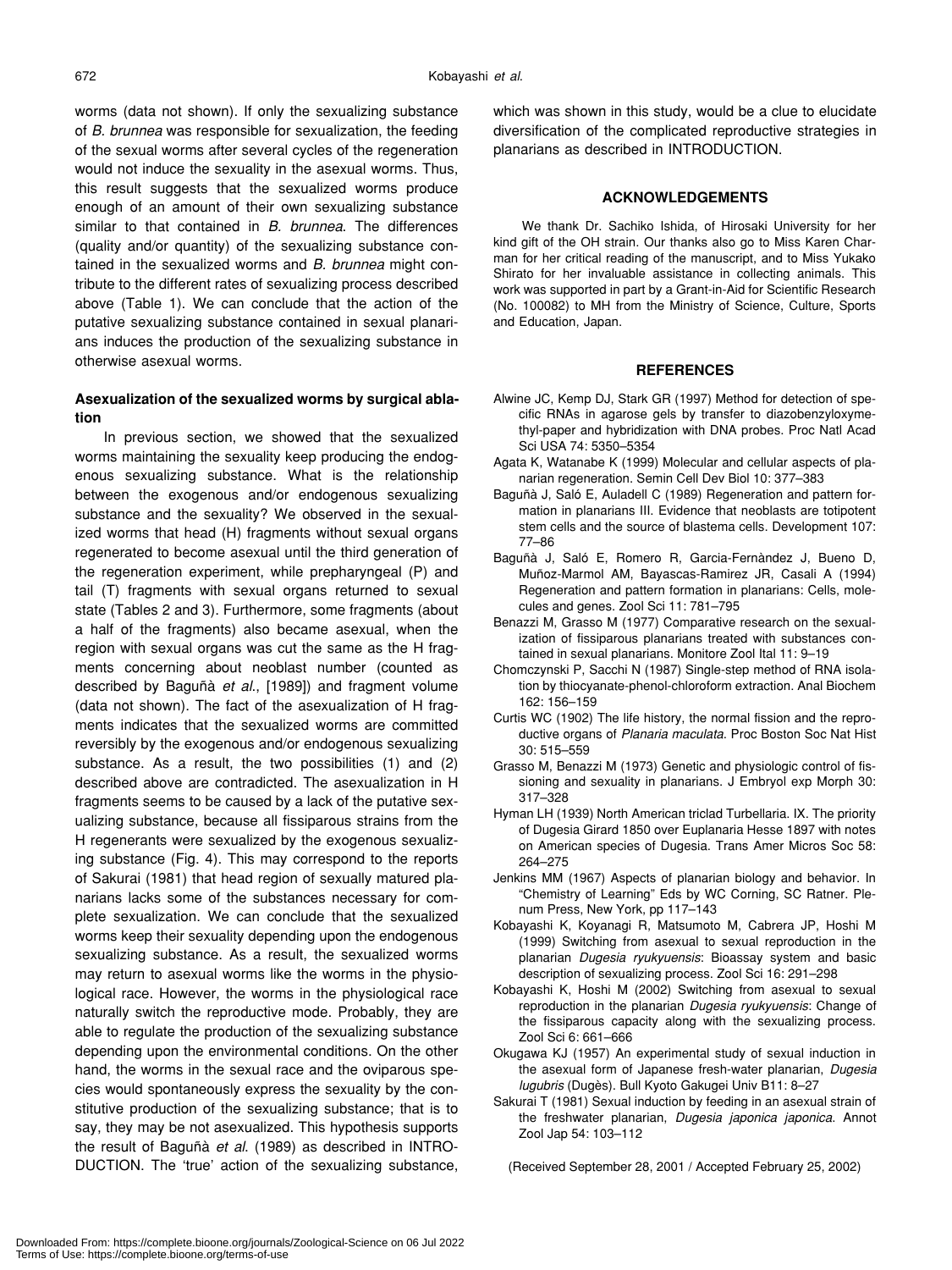worms (data not shown). If only the sexualizing substance of *B. brunnea* was responsible for sexualization, the feeding of the sexual worms after several cycles of the regeneration would not induce the sexuality in the asexual worms. Thus, this result suggests that the sexualized worms produce enough of an amount of their own sexualizing substance similar to that contained in *B. brunnea*. The differences (quality and/or quantity) of the sexualizing substance contained in the sexualized worms and *B. brunnea* might contribute to the different rates of sexualizing process described above (Table 1). We can conclude that the action of the putative sexualizing substance contained in sexual planarians induces the production of the sexualizing substance in otherwise asexual worms.

### Asexualization of the sexualized worms by surgical ablation

In previous section, we showed that the sexualized worms maintaining the sexuality keep producing the endogenous sexualizing substance. What is the relationship between the exogenous and/or endogenous sexualizing substance and the sexuality? We observed in the sexualized worms that head (H) fragments without sexual organs regenerated to become asexual until the third generation of the regeneration experiment, while prepharyngeal (P) and tail (T) fragments with sexual organs returned to sexual state (Tables 2 and 3). Furthermore, some fragments (about a half of the fragments) also became asexual, when the region with sexual organs was cut the same as the H fragments concerning about neoblast number (counted as described by Baguñà *et al*., [1989]) and fragment volume (data not shown). The fact of the asexualization of H fragments indicates that the sexualized worms are committed reversibly by the exogenous and/or endogenous sexualizing substance. As a result, the two possibilities (1) and (2) described above are contradicted. The asexualization in H fragments seems to be caused by a lack of the putative sexualizing substance, because all fissiparous strains from the H regenerants were sexualized by the exogenous sexualizing substance (Fig. 4). This may correspond to the reports of Sakurai (1981) that head region of sexually matured planarians lacks some of the substances necessary for complete sexualization. We can conclude that the sexualized worms keep their sexuality depending upon the endogenous sexualizing substance. As a result, the sexualized worms may return to asexual worms like the worms in the physiological race. However, the worms in the physiological race naturally switch the reproductive mode. Probably, they are able to regulate the production of the sexualizing substance depending upon the environmental conditions. On the other hand, the worms in the sexual race and the oviparous species would spontaneously express the sexuality by the constitutive production of the sexualizing substance; that is to say, they may be not asexualized. This hypothesis supports the result of Baguñà *et al*. (1989) as described in INTRODUCTION. The 'true' action of the sexualizing substance, which was shown in this study, would be a clue to elucidate diversification of the complicated reproductive strategies in planarians as described in INTRODUCTION.

## ACKNOWLEDGEMENTS

We thank Dr. Sachiko Ishida, of Hirosaki University for her kind gift of the OH strain. Our thanks also go to Miss Karen Charman for her critical reading of the manuscript, and to Miss Yukako Shirato for her invaluable assistance in collecting animals. This work was supported in part by a Grant-in-Aid for Scientific Research (No. 100082) to MH from the Ministry of Science, Culture, Sports and Education, Japan.

## REFERENCES

Alwine JC, Kemp DJ, Stark GR (1997) Method for detection of specific RNAs in agarose gels by transfer to diazobenzyloxymethyl-paper and hybridization with DNA probes. Proc Natl Acad Sci USA 74: 5350–5354

Agata K, Watanabe K (1999) Molecular and cellular aspects of planarian regeneration. Semin Cell Dev Biol 10: 377–383

Baguñà J, Saló E, Auladell C (1989) Regeneration and pattern formation in planarians III. Evidence that neoblasts are totipotent stem cells and the source of blastema cells. Development 107: 77–86

Baguñà J, Saló E, Romero R, Garcia-Fernàndez J, Bueno D, Muñoz-Marmol AM, Bayascas-Ramirez JR, Casali A (1994) Regeneration and pattern formation in planarians: Cells, molecules and genes. Zool Sci 11: 781–795

Benazzi M, Grasso M (1977) Comparative research on the sexualization of fissiparous planarians treated with substances contained in sexual planarians. Monitore Zool Ital 11: 9–19

Chomczynski P, Sacchi N (1987) Single-step method of RNA isolation by thiocyanate-phenol-chloroform extraction. Anal Biochem 162: 156–159

Curtis WC (1902) The life history, the normal fission and the reproductive organs of *Planaria maculata*. Proc Boston Soc Nat Hist 30: 515–559

Grasso M, Benazzi M (1973) Genetic and physiologic control of fissioning and sexuality in planarians. J Embryol exp Morph 30: 317–328

Hyman LH (1939) North American triclad Turbellaria. IX. The priority of Dugesia Girard 1850 over Euplanaria Hesse 1897 with notes on American species of Dugesia. Trans Amer Micros Soc 58: 264–275

Jenkins MM (1967) Aspects of planarian biology and behavior. In "Chemistry of Learning" Eds by WC Corning, SC Ratner. Plenum Press, New York, pp 117–143

Kobayashi K, Koyanagi R, Matsumoto M, Cabrera JP, Hoshi M (1999) Switching from asexual to sexual reproduction in the planarian *Dugesia ryukyuensis*: Bioassay system and basic description of sexualizing process. Zool Sci 16: 291–298

Kobayashi K, Hoshi M (2002) Switching from asexual to sexual reproduction in the planarian *Dugesia ryukyuensis*: Change of the fissiparous capacity along with the sexualizing process. Zool Sci 6: 661–666

Okugawa KJ (1957) An experimental study of sexual induction in the asexual form of Japanese fresh-water planarian, *Dugesia lugubris* (Dugès). Bull Kyoto Gakugei Univ B11: 8–27

Sakurai T (1981) Sexual induction by feeding in an asexual strain of the freshwater planarian, *Dugesia japonica japonica*. Annot Zool Jap 54: 103–112

(Received September 28, 2001 / Accepted February 25, 2002)